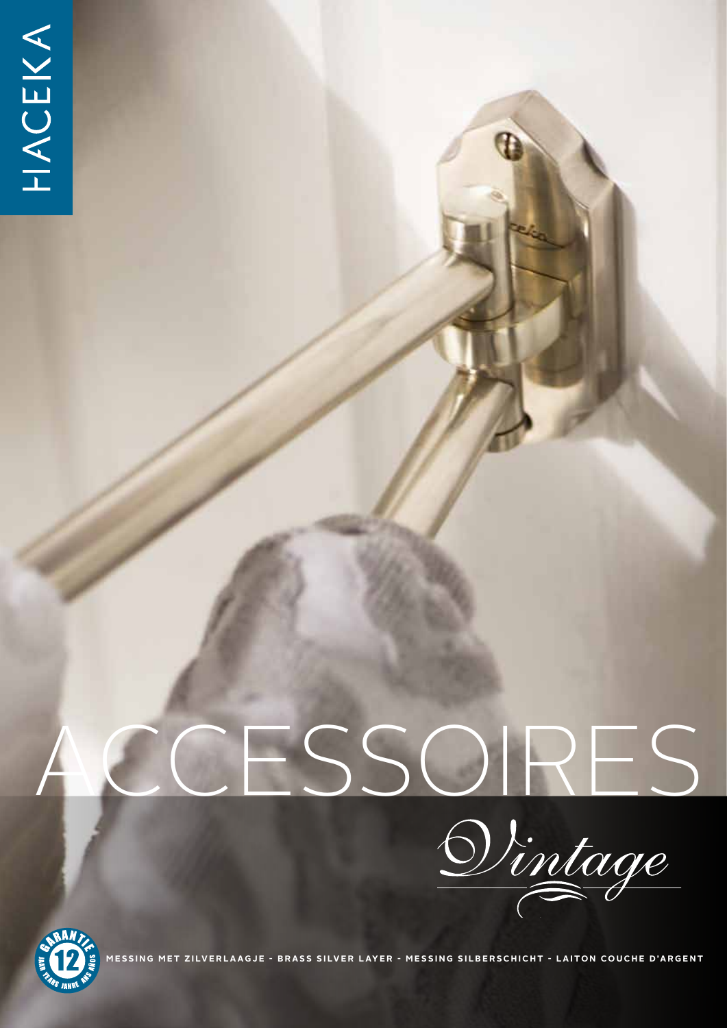HACEKA

# ACCESSOIRES

*Vintage*

GARANTIE 12 JAAR YEARS JAHRE ANS AÑOS

MESSING MET ZILVERLAAGJE - BRASS SILVER LAYER - MESSING SILBERSCHICHT - LAITON COUCHE D'ARGENT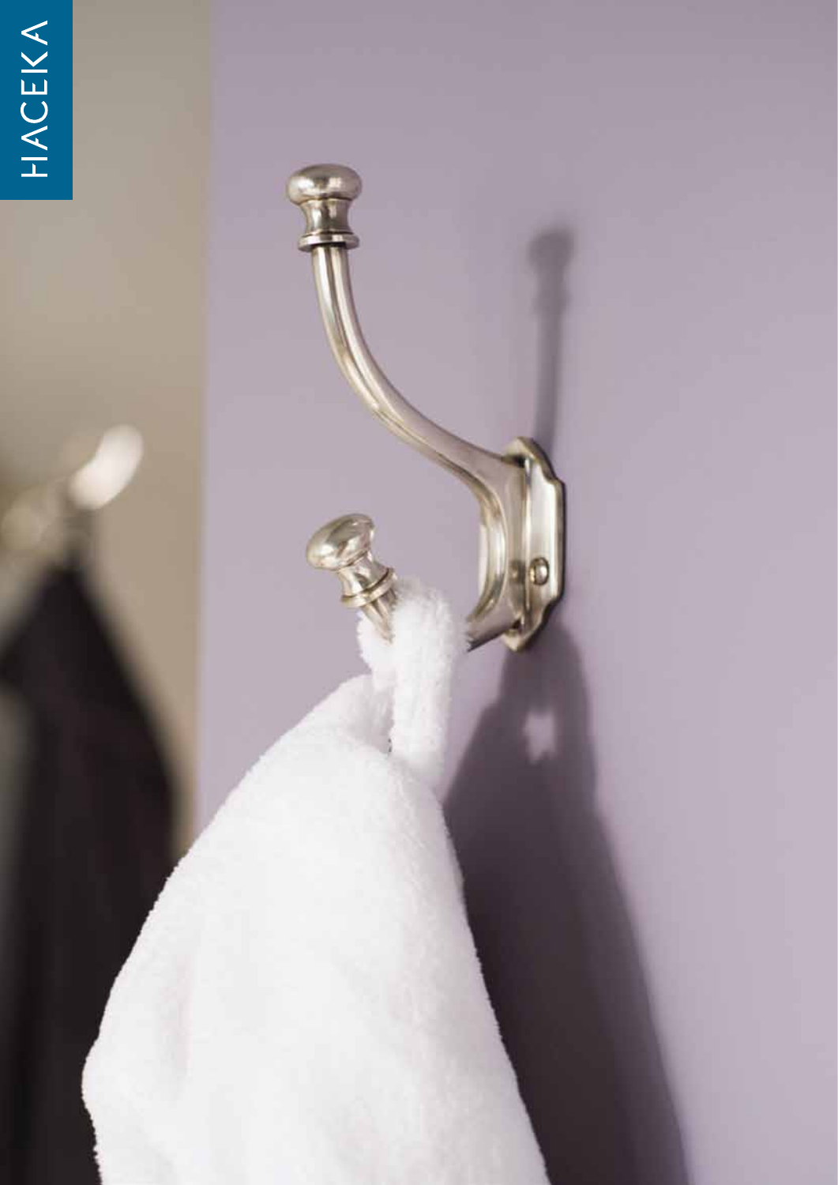HACEKA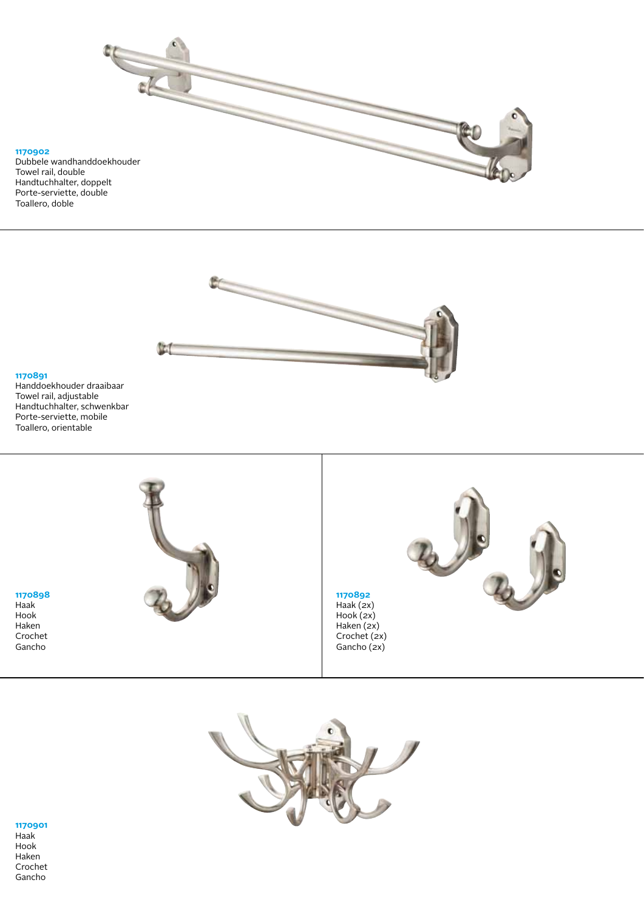**1170902**
Dubbele wandhanddoekhouder
Towel rail, double
Handtuchhalter, doppelt
Porte-serviette, double
Toallero, doble

---

**1170891**
Handdoekhouder draaibaar
Towel rail, adjustable
Handtuchhalter, schwenkbar
Porte-serviette, mobile
Toallero, orientable

---

**1170898**
Haak
Hook
Haken
Crochet
Gancho

**1170892**
Haak (2x)
Hook (2x)
Haken (2x)
Crochet (2x)
Gancho (2x)

---

**1170901**
Haak
Hook
Haken
Crochet
Gancho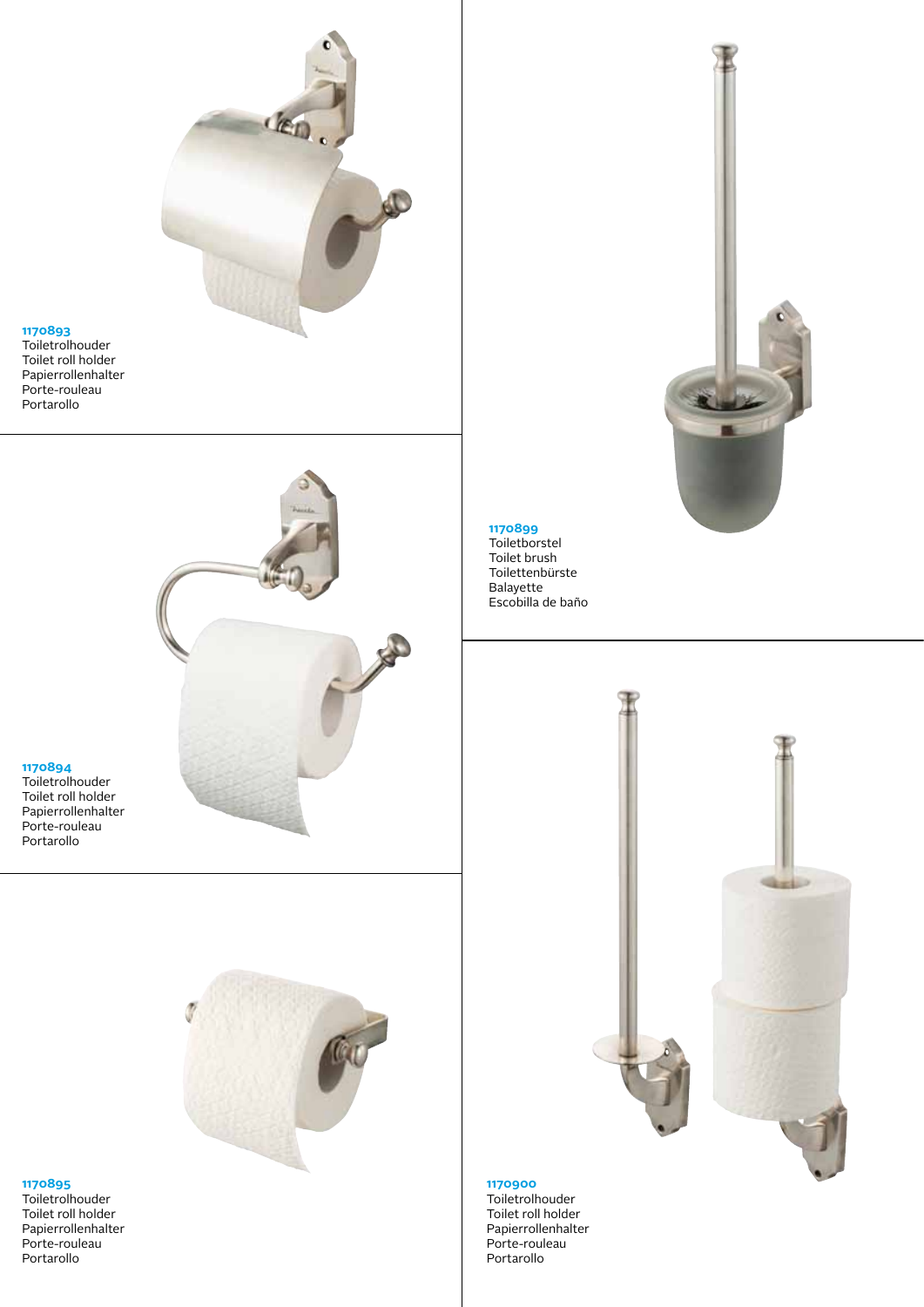**1170893**
Toiletrolhouder
Toilet roll holder
Papierrollenhalter
Porte-rouleau
Portarollo

**1170894**
Toiletrolhouder
Toilet roll holder
Papierrollenhalter
Porte-rouleau
Portarollo

**1170895**
Toiletrolhouder
Toilet roll holder
Papierrollenhalter
Porte-rouleau
Portarollo

**1170899**
Toiletborstel
Toilet brush
Toilettenbürste
Balayette
Escobilla de baño

**1170900**
Toiletrolhouder
Toilet roll holder
Papierrollenhalter
Porte-rouleau
Portarollo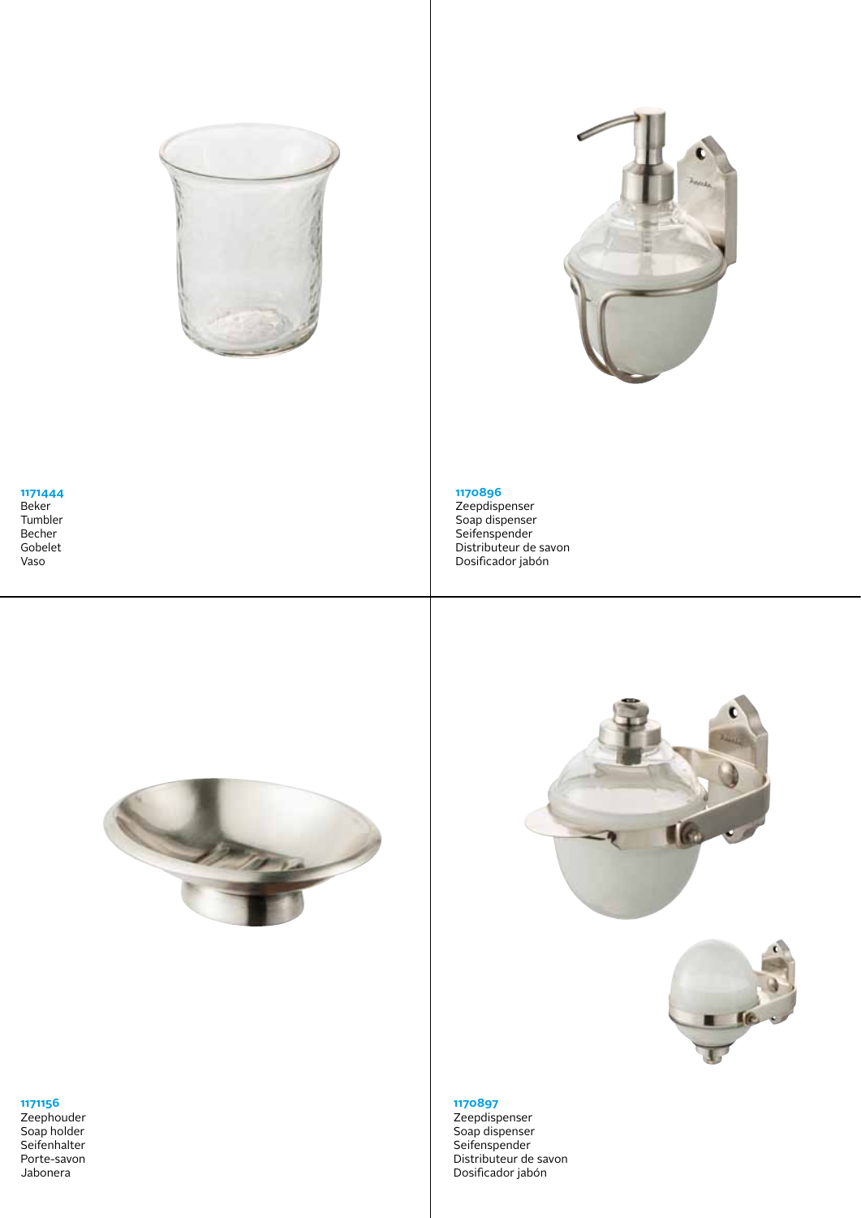**1171444**
Beker
Tumbler
Becher
Gobelet
Vaso

**1170896**
Zeepdispenser
Soap dispenser
Seifenspender
Distributeur de savon
Dosificador jabón

**1171156**
Zeephouder
Soap holder
Seifenhalter
Porte-savon
Jabonera

**1170897**
Zeepdispenser
Soap dispenser
Seifenspender
Distributeur de savon
Dosificador jabón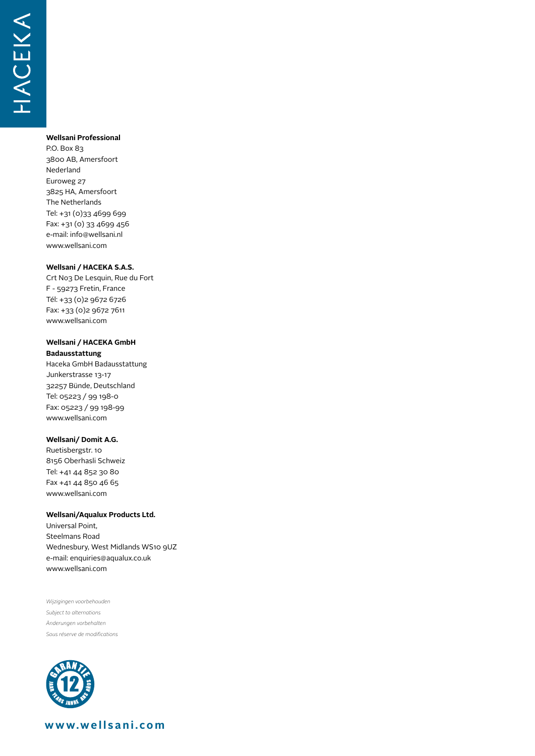HACEKA

**Wellsani Professional**
P.O. Box 83
3800 AB, Amersfoort
Nederland
Euroweg 27
3825 HA, Amersfoort
The Netherlands
Tel: +31 (0)33 4699 699
Fax: +31 (0) 33 4699 456
e-mail: info@wellsani.nl
www.wellsani.com

**Wellsani / HACEKA S.A.S.**
Crt No3 De Lesquin, Rue du Fort
F - 59273 Fretin, France
Tél: +33 (0)2 9672 6726
Fax: +33 (0)2 9672 7611
www.wellsani.com

**Wellsani / HACEKA GmbH Badausstattung**
Haceka GmbH Badausstattung
Junkerstrasse 13-17
32257 Bünde, Deutschland
Tel: 05223 / 99 198-0
Fax: 05223 / 99 198-99
www.wellsani.com

**Wellsani/ Domit A.G.**
Ruetisbergstr. 10
8156 Oberhasli Schweiz
Tel: +41 44 852 30 80
Fax +41 44 850 46 65
www.wellsani.com

**Wellsani/Aqualux Products Ltd.**
Universal Point,
Steelmans Road
Wednesbury, West Midlands WS10 9UZ
e-mail: enquiries@aqualux.co.uk
www.wellsani.com

*Wijzigingen voorbehouden*
*Subject to alternations*
*Änderungen vorbehalten*
*Sous réserve de modifications*

GARANTIE 12 JAAR YEARS JAHRE AÑOS

**www.wellsani.com**